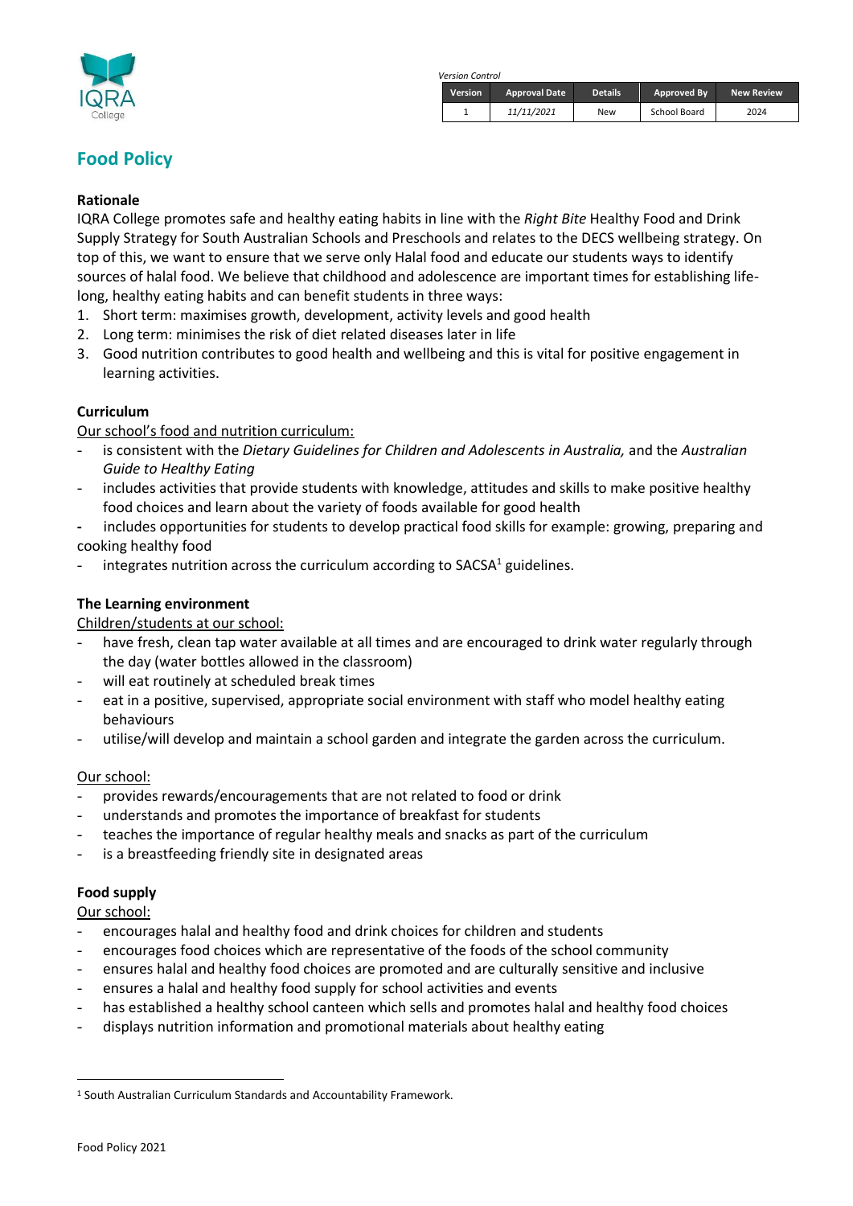IQRA College

*Version Control*

| Version | Approval Date | Details | Approved By | New Review |
|---|---|---|---|---|
| 1 | *11/11/2021* | New | School Board | 2024 |

# Food Policy

### Rationale

IQRA College promotes safe and healthy eating habits in line with the *Right Bite* Healthy Food and Drink Supply Strategy for South Australian Schools and Preschools and relates to the DECS wellbeing strategy. On top of this, we want to ensure that we serve only Halal food and educate our students ways to identify sources of halal food. We believe that childhood and adolescence are important times for establishing life-long, healthy eating habits and can benefit students in three ways:

1. Short term: maximises growth, development, activity levels and good health
2. Long term: minimises the risk of diet related diseases later in life
3. Good nutrition contributes to good health and wellbeing and this is vital for positive engagement in learning activities.

### Curriculum

Our school's food and nutrition curriculum:

- is consistent with the *Dietary Guidelines for Children and Adolescents in Australia,* and the *Australian Guide to Healthy Eating*
- includes activities that provide students with knowledge, attitudes and skills to make positive healthy food choices and learn about the variety of foods available for good health
- includes opportunities for students to develop practical food skills for example: growing, preparing and cooking healthy food
- integrates nutrition across the curriculum according to SACSA[1] guidelines.

### The Learning environment

Children/students at our school:

- have fresh, clean tap water available at all times and are encouraged to drink water regularly through the day (water bottles allowed in the classroom)
- will eat routinely at scheduled break times
- eat in a positive, supervised, appropriate social environment with staff who model healthy eating behaviours
- utilise/will develop and maintain a school garden and integrate the garden across the curriculum.

Our school:

- provides rewards/encouragements that are not related to food or drink
- understands and promotes the importance of breakfast for students
- teaches the importance of regular healthy meals and snacks as part of the curriculum
- is a breastfeeding friendly site in designated areas

### Food supply

Our school:

- encourages halal and healthy food and drink choices for children and students
- encourages food choices which are representative of the foods of the school community
- ensures halal and healthy food choices are promoted and are culturally sensitive and inclusive
- ensures a halal and healthy food supply for school activities and events
- has established a healthy school canteen which sells and promotes halal and healthy food choices
- displays nutrition information and promotional materials about healthy eating

[1] South Australian Curriculum Standards and Accountability Framework.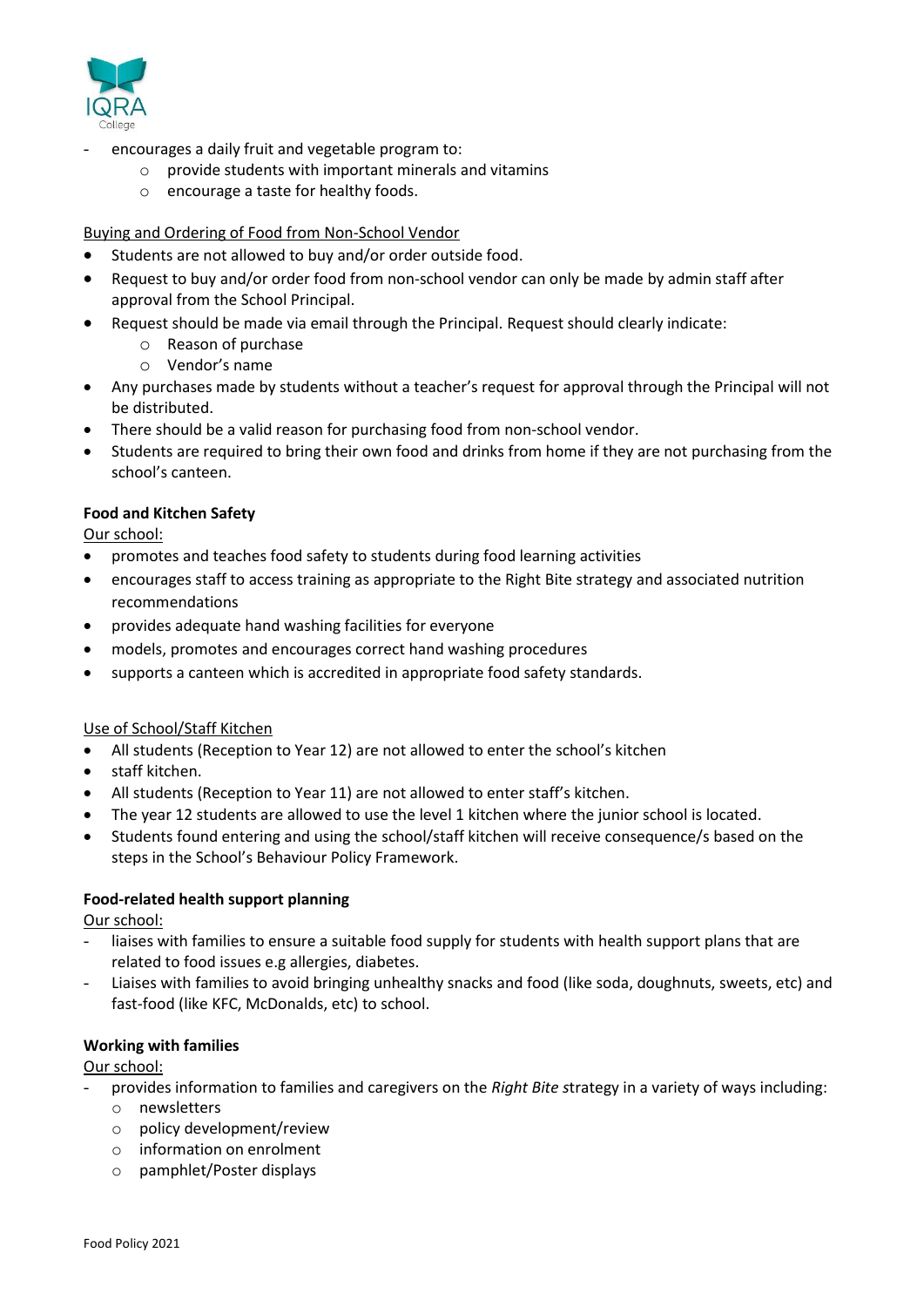- encourages a daily fruit and vegetable program to:
    - provide students with important minerals and vitamins
    - encourage a taste for healthy foods.

Buying and Ordering of Food from Non-School Vendor

- Students are not allowed to buy and/or order outside food.
- Request to buy and/or order food from non-school vendor can only be made by admin staff after approval from the School Principal.
- Request should be made via email through the Principal. Request should clearly indicate:
    - Reason of purchase
    - Vendor's name
- Any purchases made by students without a teacher's request for approval through the Principal will not be distributed.
- There should be a valid reason for purchasing food from non-school vendor.
- Students are required to bring their own food and drinks from home if they are not purchasing from the school's canteen.

**Food and Kitchen Safety**

Our school:

- promotes and teaches food safety to students during food learning activities
- encourages staff to access training as appropriate to the Right Bite strategy and associated nutrition recommendations
- provides adequate hand washing facilities for everyone
- models, promotes and encourages correct hand washing procedures
- supports a canteen which is accredited in appropriate food safety standards.

Use of School/Staff Kitchen

- All students (Reception to Year 12) are not allowed to enter the school's kitchen
- staff kitchen.
- All students (Reception to Year 11) are not allowed to enter staff's kitchen.
- The year 12 students are allowed to use the level 1 kitchen where the junior school is located.
- Students found entering and using the school/staff kitchen will receive consequence/s based on the steps in the School's Behaviour Policy Framework.

**Food-related health support planning**

Our school:

- liaises with families to ensure a suitable food supply for students with health support plans that are related to food issues e.g allergies, diabetes.
- Liaises with families to avoid bringing unhealthy snacks and food (like soda, doughnuts, sweets, etc) and fast-food (like KFC, McDonalds, etc) to school.

**Working with families**

Our school:

- provides information to families and caregivers on the *Right Bite s*trategy in a variety of ways including:
    - newsletters
    - policy development/review
    - information on enrolment
    - pamphlet/Poster displays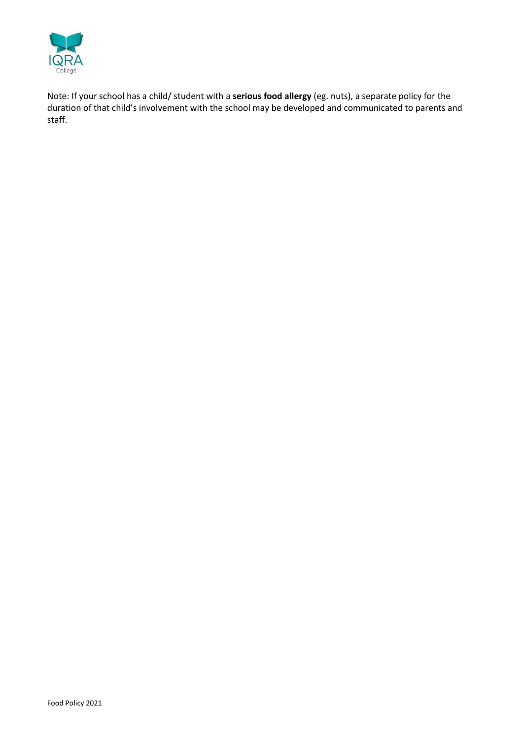Note: If your school has a child/ student with a **serious food allergy** (eg. nuts), a separate policy for the duration of that child's involvement with the school may be developed and communicated to parents and staff.